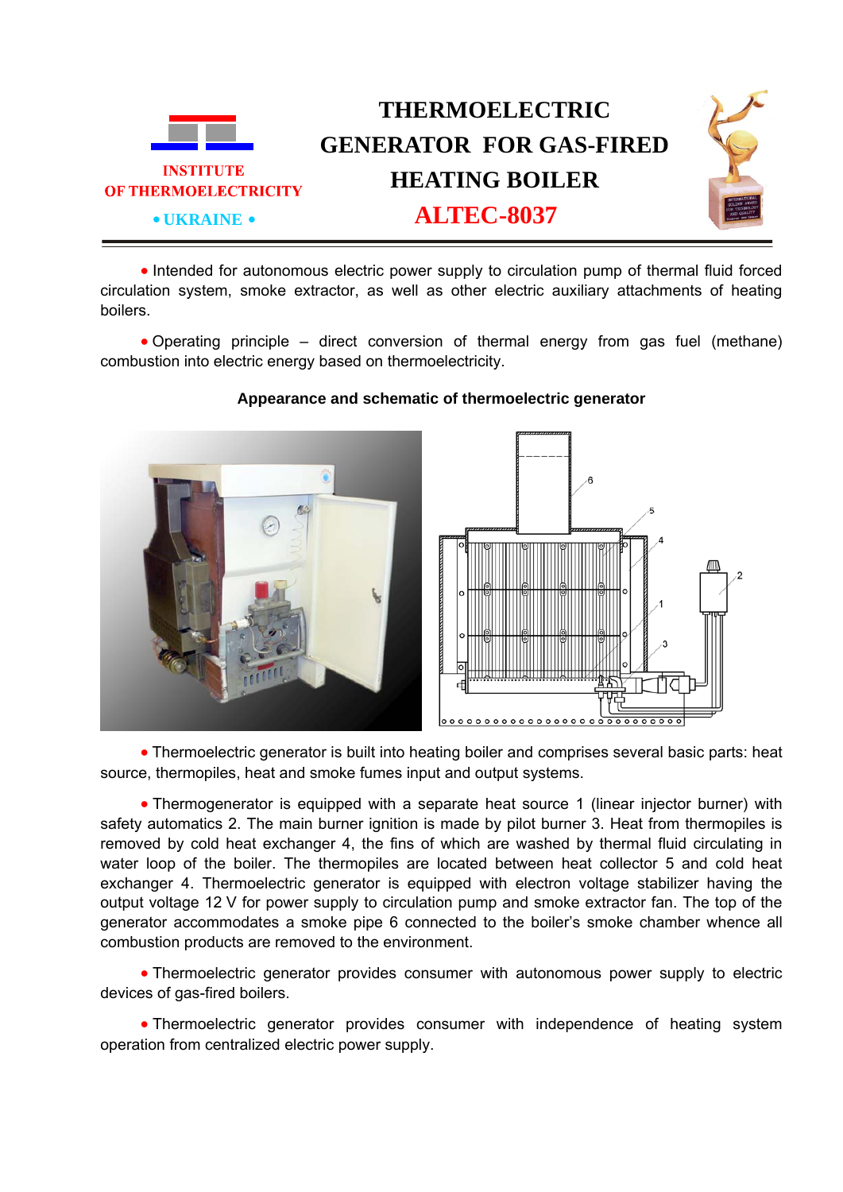INSTITUTE
OF THERMOELECTRICITY
• UKRAINE •

# THERMOELECTRIC GENERATOR FOR GAS-FIRED HEATING BOILER ALTEC-8037

• Intended for autonomous electric power supply to circulation pump of thermal fluid forced circulation system, smoke extractor, as well as other electric auxiliary attachments of heating boilers.

• Operating principle – direct conversion of thermal energy from gas fuel (methane) combustion into electric energy based on thermoelectricity.

**Appearance and schematic of thermoelectric generator**

• Thermoelectric generator is built into heating boiler and comprises several basic parts: heat source, thermopiles, heat and smoke fumes input and output systems.

• Thermogenerator is equipped with a separate heat source 1 (linear injector burner) with safety automatics 2. The main burner ignition is made by pilot burner 3. Heat from thermopiles is removed by cold heat exchanger 4, the fins of which are washed by thermal fluid circulating in water loop of the boiler. The thermopiles are located between heat collector 5 and cold heat exchanger 4. Thermoelectric generator is equipped with electron voltage stabilizer having the output voltage 12 V for power supply to circulation pump and smoke extractor fan. The top of the generator accommodates a smoke pipe 6 connected to the boiler's smoke chamber whence all combustion products are removed to the environment.

• Thermoelectric generator provides consumer with autonomous power supply to electric devices of gas-fired boilers.

• Thermoelectric generator provides consumer with independence of heating system operation from centralized electric power supply.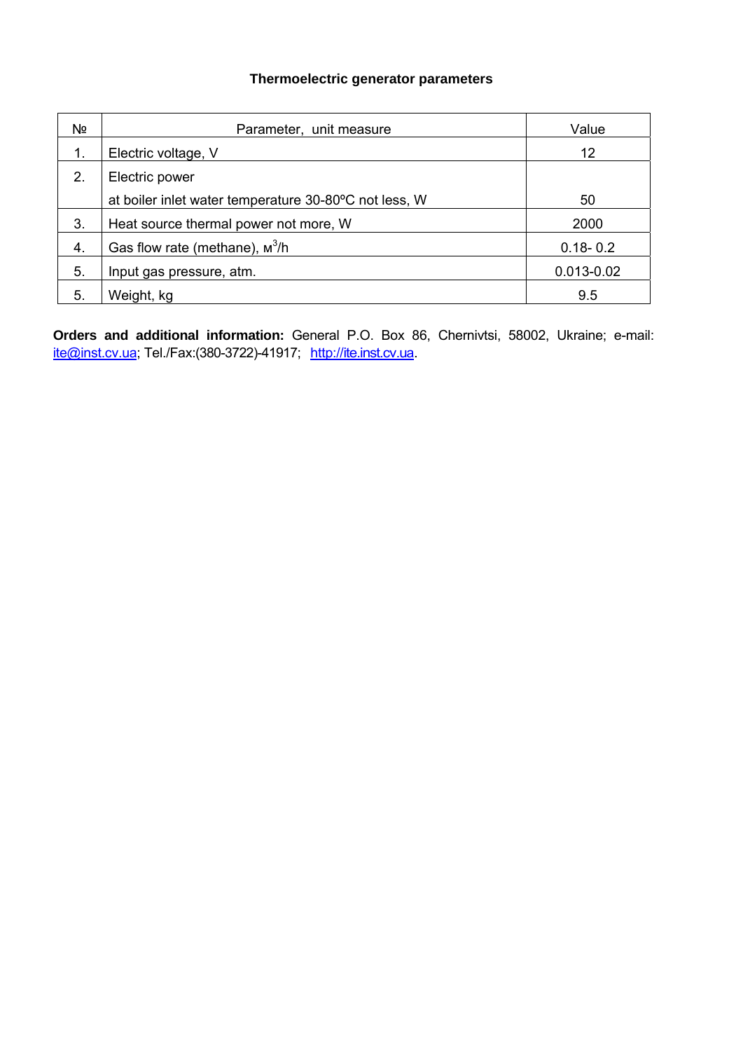**Thermoelectric generator parameters**

| № | Parameter, unit measure | Value |
|---|---|---|
| 1. | Electric voltage, V | 12 |
| 2. | Electric power<br>at boiler inlet water temperature 30-80ºC not less, W | 50 |
| 3. | Heat source thermal power not more, W | 2000 |
| 4. | Gas flow rate (methane), $м^3$/h | 0.18- 0.2 |
| 5. | Input gas pressure, atm. | 0.013-0.02 |
| 5. | Weight, kg | 9.5 |

**Orders and additional information:** General P.O. Box 86, Chernivtsi, 58002, Ukraine; e-mail: ite@inst.cv.ua; Tel./Fax:(380-3722)-41917; http://ite.inst.cv.ua.